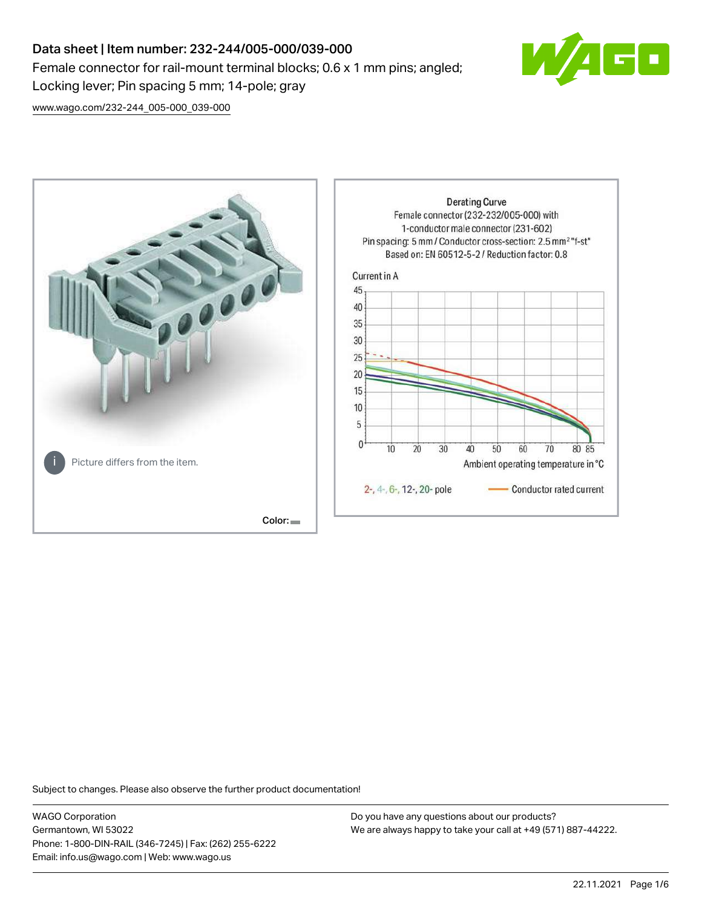# Data sheet | Item number: 232-244/005-000/039-000

Female connector for rail-mount terminal blocks; 0.6 x 1 mm pins; angled; Locking lever; Pin spacing 5 mm; 14-pole; gray

www.wago.com/232-244_005-000_039-000

Picture differs from the item.

Color:

Derating Curve
Female connector (232-232/005-000) with 1-conductor male connector (231-602)
Pin spacing: 5 mm / Conductor cross-section: 2.5 mm² "f-st"
Based on: EN 60512-5-2 / Reduction factor: 0.8

Current in A

Ambient operating temperature in °C

2-, 4-, 6-, 12-, 20- pole — Conductor rated current

Subject to changes. Please also observe the further product documentation!

WAGO Corporation
Germantown, WI 53022
Phone: 1-800-DIN-RAIL (346-7245) | Fax: (262) 255-6222
Email: info.us@wago.com | Web: www.wago.us

Do you have any questions about our products?
We are always happy to take your call at +49 (571) 887-44222.

22.11.2021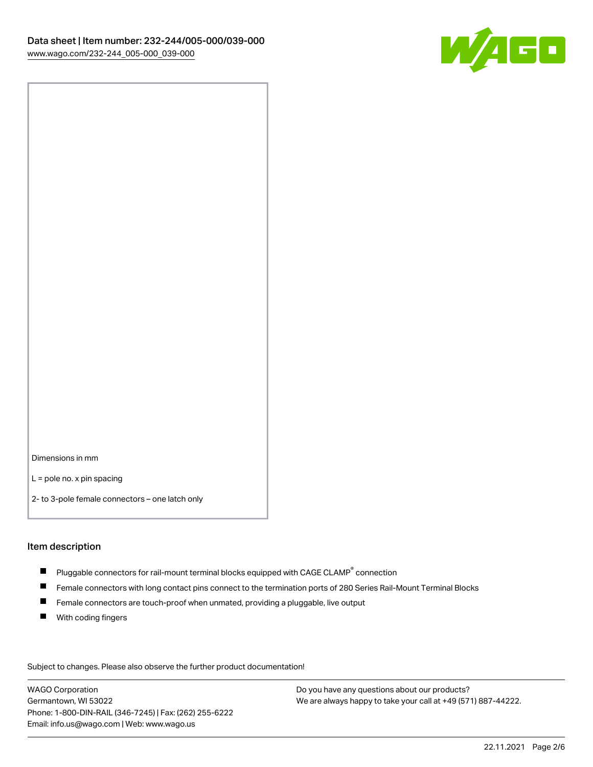Dimensions in mm

L = pole no. x pin spacing

2- to 3-pole female connectors – one latch only

## Item description

- Pluggable connectors for rail-mount terminal blocks equipped with CAGE CLAMP® connection
- Female connectors with long contact pins connect to the termination ports of 280 Series Rail-Mount Terminal Blocks
- Female connectors are touch-proof when unmated, providing a pluggable, live output
- With coding fingers

Subject to changes. Please also observe the further product documentation!

WAGO Corporation
Germantown, WI 53022
Phone: 1-800-DIN-RAIL (346-7245) | Fax: (262) 255-6222
Email: info.us@wago.com | Web: www.wago.us

Do you have any questions about our products?
We are always happy to take your call at +49 (571) 887-44222.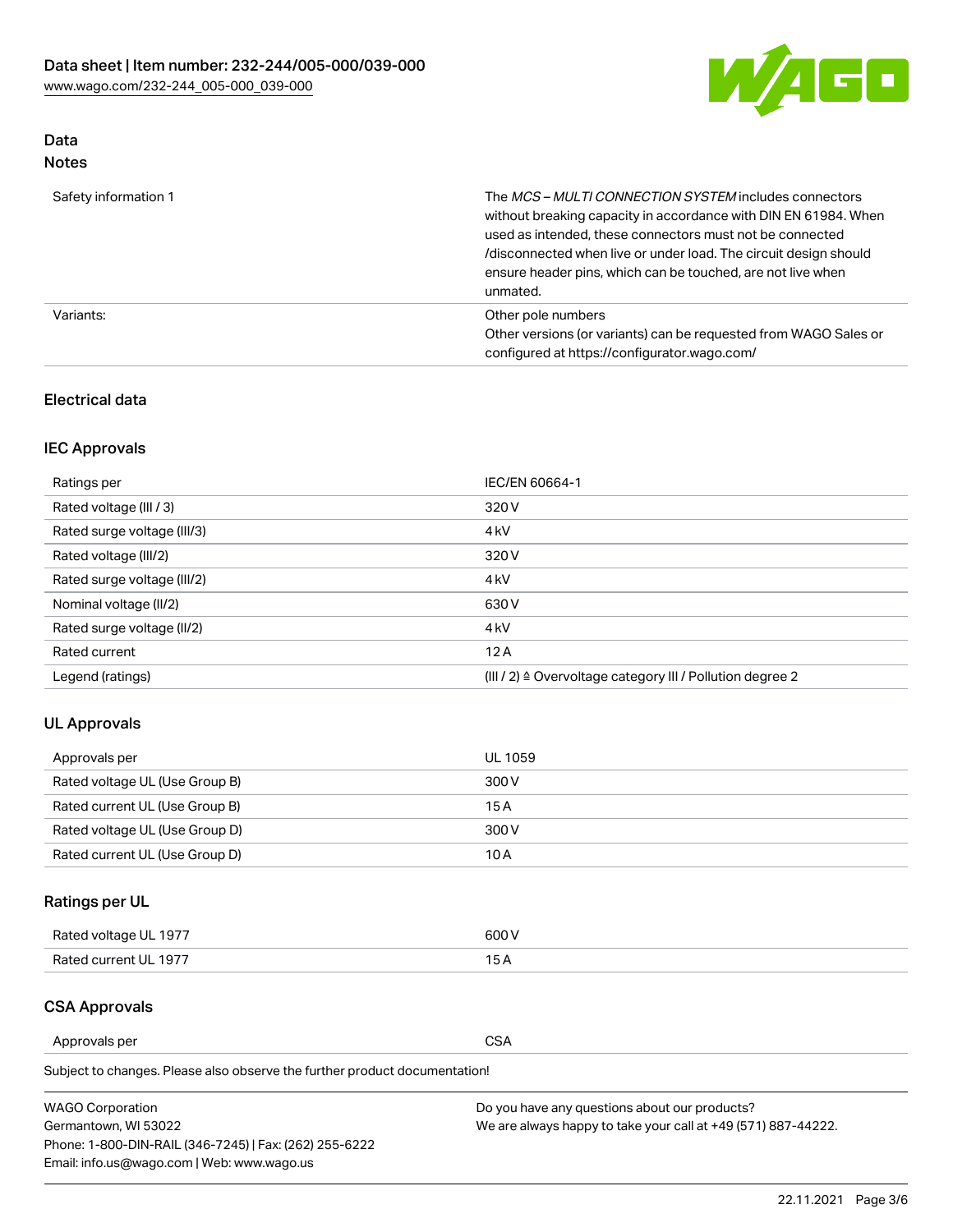## Data

### Notes

| | |
|---|---|
| Safety information 1 | The *MCS – MULTI CONNECTION SYSTEM* includes connectors without breaking capacity in accordance with DIN EN 61984. When used as intended, these connectors must not be connected /disconnected when live or under load. The circuit design should ensure header pins, which can be touched, are not live when unmated. |
| Variants: | Other pole numbers<br>Other versions (or variants) can be requested from WAGO Sales or configured at https://configurator.wago.com/ |

## Electrical data

### IEC Approvals

| | |
|---|---|
| Ratings per | IEC/EN 60664-1 |
| Rated voltage (III / 3) | 320 V |
| Rated surge voltage (III/3) | 4 kV |
| Rated voltage (III/2) | 320 V |
| Rated surge voltage (III/2) | 4 kV |
| Nominal voltage (II/2) | 630 V |
| Rated surge voltage (II/2) | 4 kV |
| Rated current | 12 A |
| Legend (ratings) | (III / 2) ≙ Overvoltage category III / Pollution degree 2 |

### UL Approvals

| | |
|---|---|
| Approvals per | UL 1059 |
| Rated voltage UL (Use Group B) | 300 V |
| Rated current UL (Use Group B) | 15 A |
| Rated voltage UL (Use Group D) | 300 V |
| Rated current UL (Use Group D) | 10 A |

### Ratings per UL

| | |
|---|---|
| Rated voltage UL 1977 | 600 V |
| Rated current UL 1977 | 15 A |

### CSA Approvals

| | |
|---|---|
| Approvals per | CSA |

Subject to changes. Please also observe the further product documentation!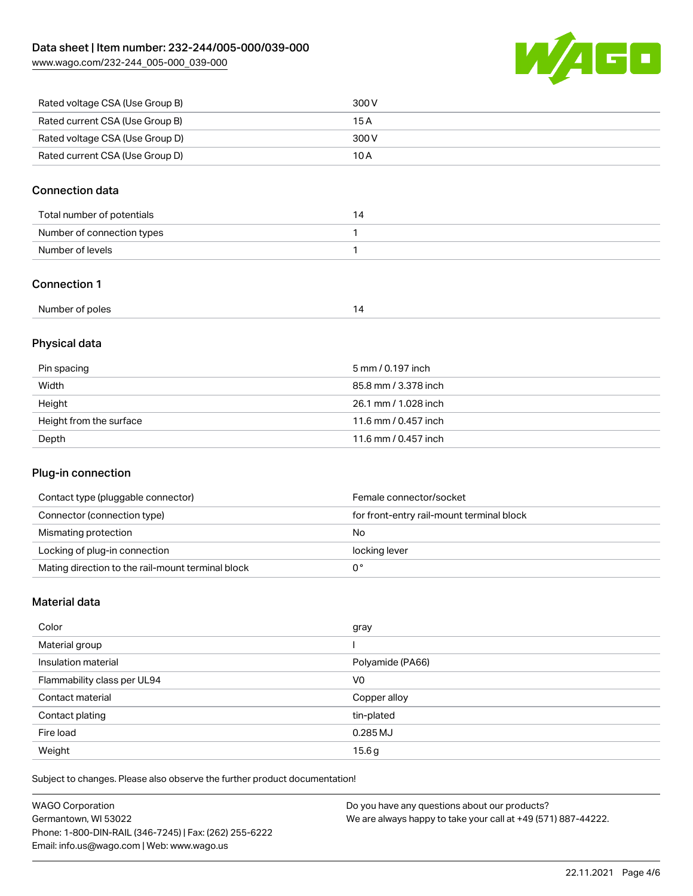| | |
|---|---|
| Rated voltage CSA (Use Group B) | 300 V |
| Rated current CSA (Use Group B) | 15 A |
| Rated voltage CSA (Use Group D) | 300 V |
| Rated current CSA (Use Group D) | 10 A |

## Connection data

| | |
|---|---|
| Total number of potentials | 14 |
| Number of connection types | 1 |
| Number of levels | 1 |

## Connection 1

| | |
|---|---|
| Number of poles | 14 |

## Physical data

| | |
|---|---|
| Pin spacing | 5 mm / 0.197 inch |
| Width | 85.8 mm / 3.378 inch |
| Height | 26.1 mm / 1.028 inch |
| Height from the surface | 11.6 mm / 0.457 inch |
| Depth | 11.6 mm / 0.457 inch |

## Plug-in connection

| | |
|---|---|
| Contact type (pluggable connector) | Female connector/socket |
| Connector (connection type) | for front-entry rail-mount terminal block |
| Mismating protection | No |
| Locking of plug-in connection | locking lever |
| Mating direction to the rail-mount terminal block | 0 ° |

## Material data

| | |
|---|---|
| Color | gray |
| Material group | I |
| Insulation material | Polyamide (PA66) |
| Flammability class per UL94 | V0 |
| Contact material | Copper alloy |
| Contact plating | tin-plated |
| Fire load | 0.285 MJ |
| Weight | 15.6 g |

Subject to changes. Please also observe the further product documentation!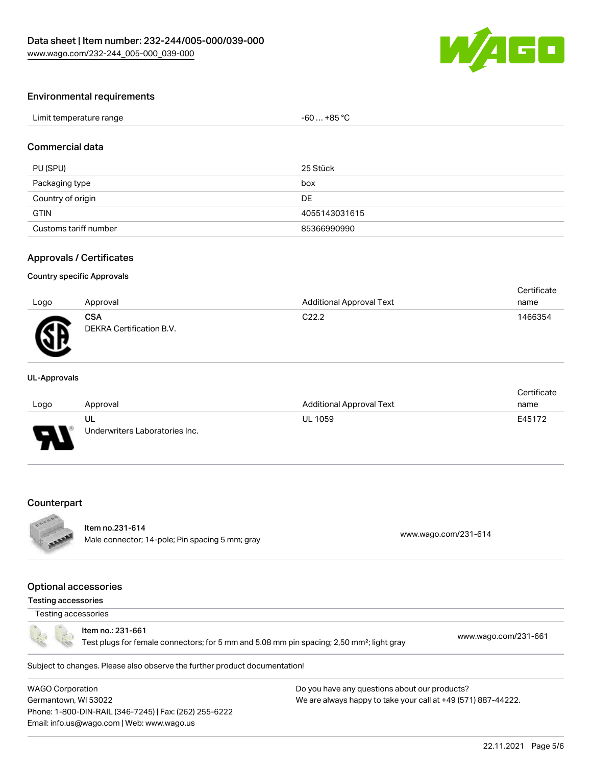## Environmental requirements

| Limit temperature range | -60 … +85 °C |
| --- | --- |

## Commercial data

| PU (SPU) | 25 Stück |
| --- | --- |
| Packaging type | box |
| Country of origin | DE |
| GTIN | 4055143031615 |
| Customs tariff number | 85366990990 |

## Approvals / Certificates

### Country specific Approvals

| Logo | Approval | Additional Approval Text | Certificate name |
| --- | --- | --- | --- |
| | **CSA** DEKRA Certification B.V. | C22.2 | 1466354 |

### UL-Approvals

| Logo | Approval | Additional Approval Text | Certificate name |
| --- | --- | --- | --- |
| | **UL** Underwriters Laboratories Inc. | UL 1059 | E45172 |

## Counterpart

Item no.231-614
Male connector; 14-pole; Pin spacing 5 mm; gray
www.wago.com/231-614

## Optional accessories

### Testing accessories

Testing accessories

Item no.: 231-661
Test plugs for female connectors; for 5 mm and 5.08 mm pin spacing; 2,50 mm²; light gray
www.wago.com/231-661

Subject to changes. Please also observe the further product documentation!

WAGO Corporation
Germantown, WI 53022
Phone: 1-800-DIN-RAIL (346-7245) | Fax: (262) 255-6222
Email: info.us@wago.com | Web: www.wago.us

Do you have any questions about our products?
We are always happy to take your call at +49 (571) 887-44222.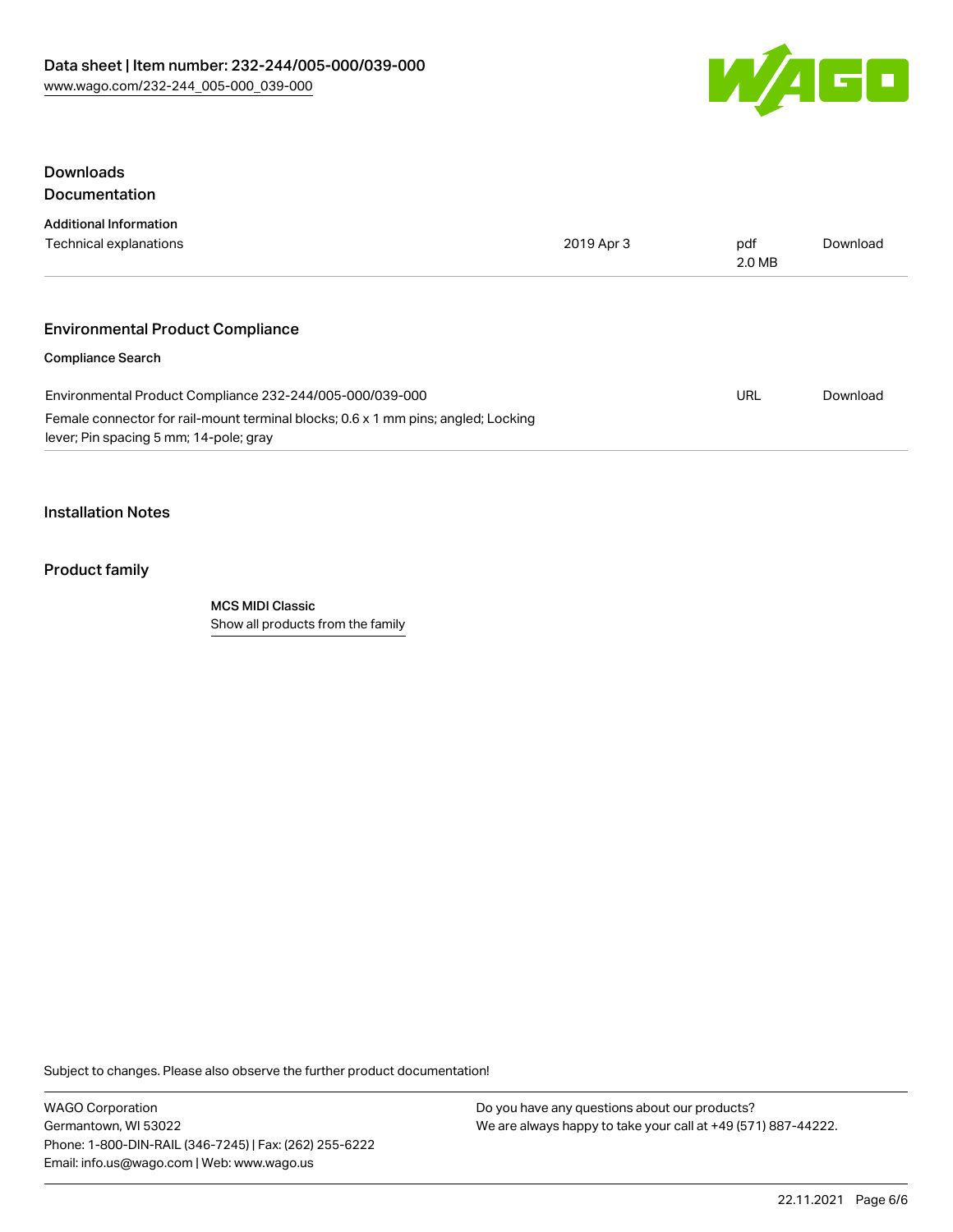## Downloads

### Documentation

**Additional Information**

| | | | |
|---|---|---|---|
| Technical explanations | 2019 Apr 3 | pdf 2.0 MB | Download |

### Environmental Product Compliance

**Compliance Search**

| | | |
|---|---|---|
| Environmental Product Compliance 232-244/005-000/039-000<br>Female connector for rail-mount terminal blocks; 0.6 x 1 mm pins; angled; Locking lever; Pin spacing 5 mm; 14-pole; gray | URL | Download |

### Installation Notes

### Product family

**MCS MIDI Classic**
Show all products from the family

Subject to changes. Please also observe the further product documentation!

WAGO Corporation
Germantown, WI 53022
Phone: 1-800-DIN-RAIL (346-7245) | Fax: (262) 255-6222
Email: info.us@wago.com | Web: www.wago.us

Do you have any questions about our products?
We are always happy to take your call at +49 (571) 887-44222.